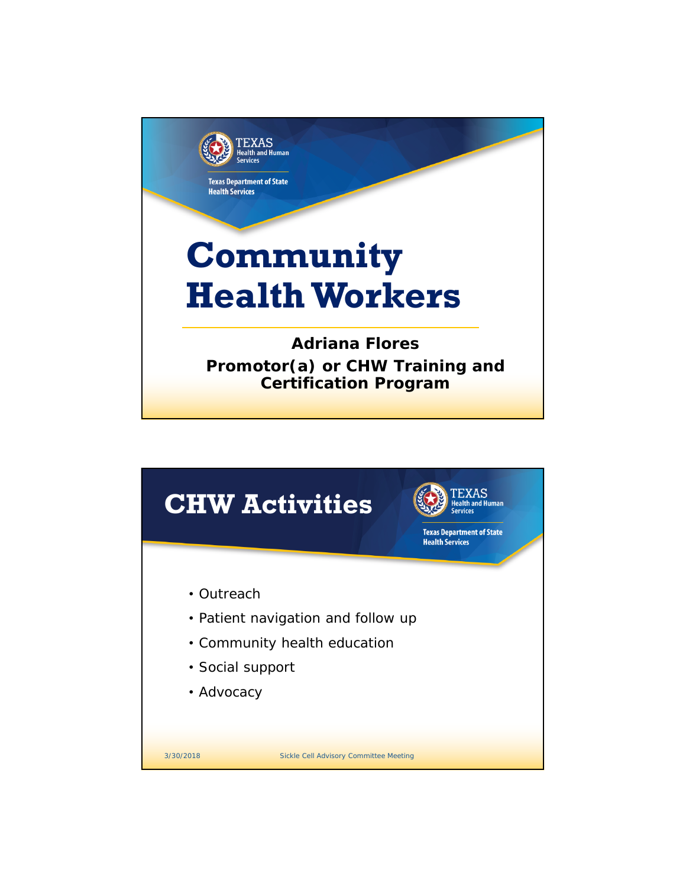# Community Health Workers

**Adriana Flores**

**Promotor(a) or CHW Training and Certification Program**

## CHW Activities

- Outreach
- Patient navigation and follow up
- Community health education
- Social support
- Advocacy

3/30/2018 Sickle Cell Advisory Committee Meeting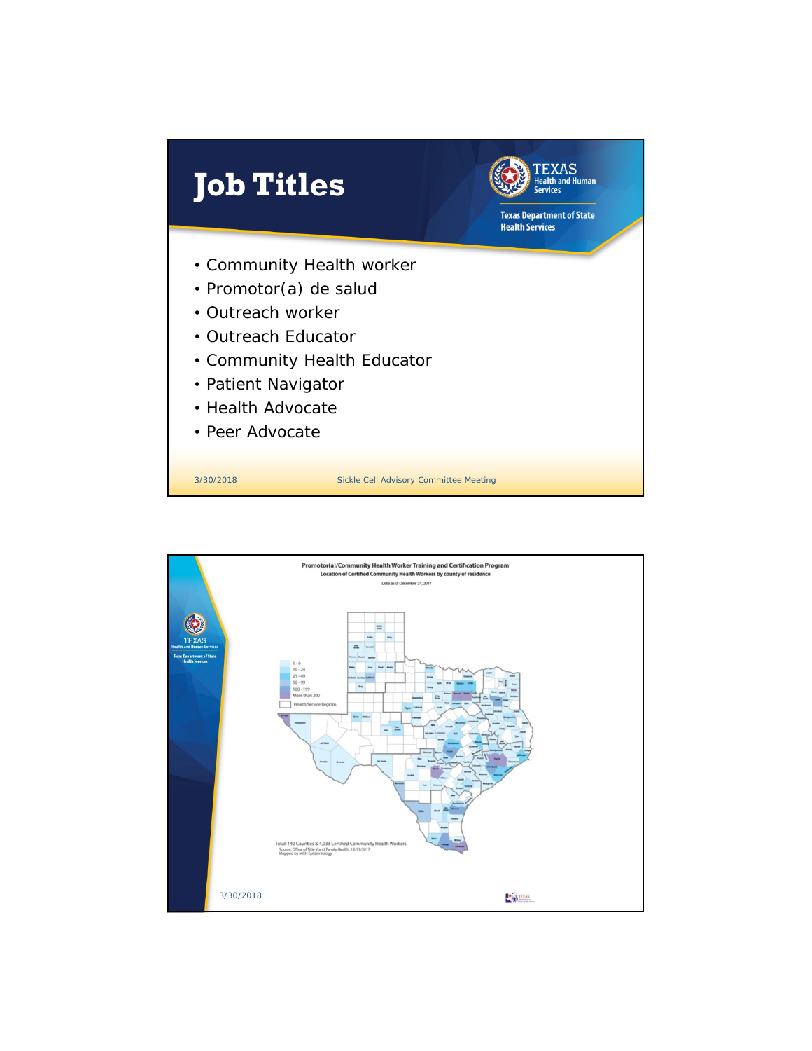# Job Titles

- Community Health worker
- Promotor(a) de salud
- Outreach worker
- Outreach Educator
- Community Health Educator
- Patient Navigator
- Health Advocate
- Peer Advocate

3/30/2018 Sickle Cell Advisory Committee Meeting

**Promotor(a)/Community Health Worker Training and Certification Program**

**Location of Certified Community Health Workers by county of residence**

Data as of December 31, 2017

Legend:
- 1 - 9
- 10 - 24
- 25 - 49
- 50 - 99
- 100 - 199
- More than 200
- Health Service Regions

Total: 142 Counties & 4,033 Certified Community Health Workers

Source: Office of Title V and Family Health, 12/31/2017

Mapped by MCH Epidemiology

3/30/2018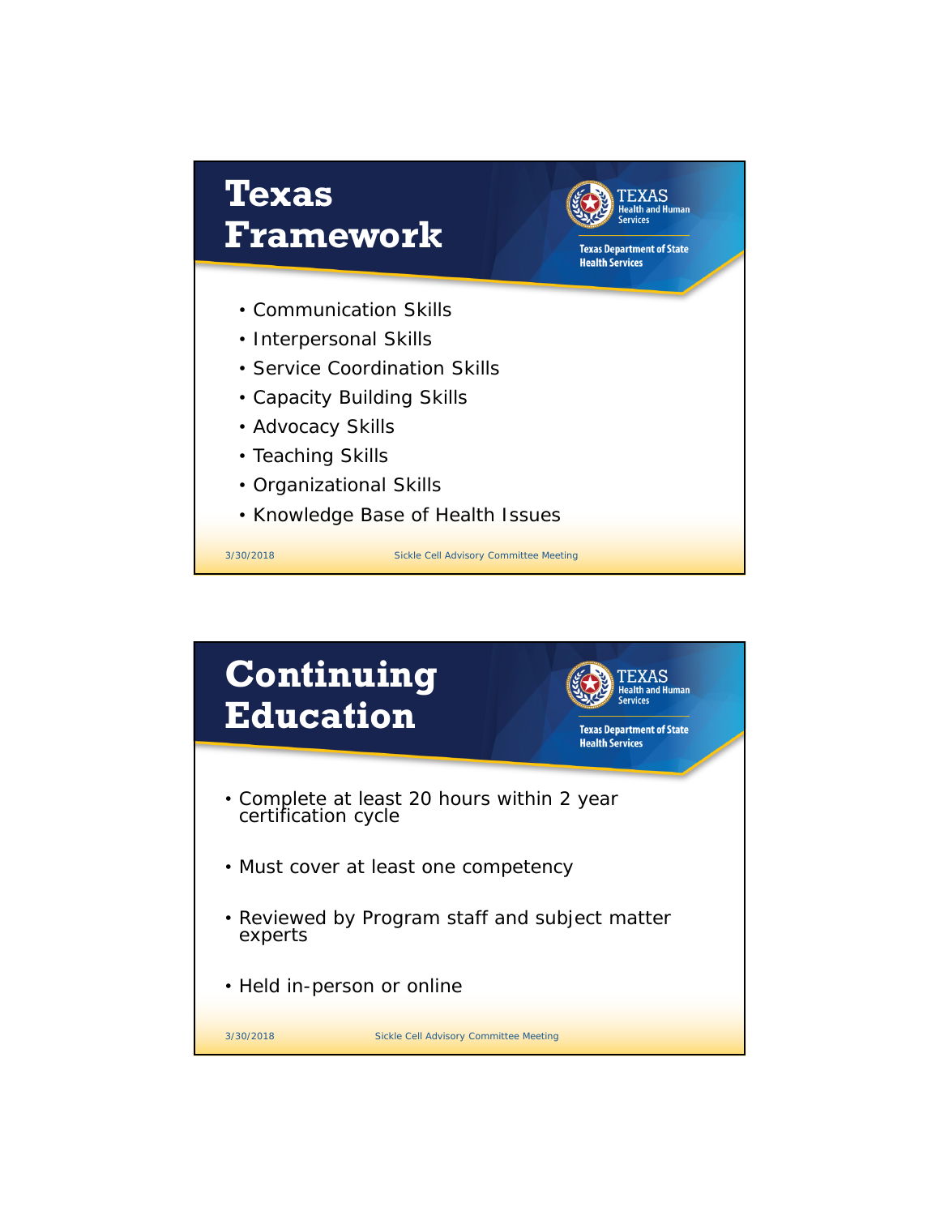# Texas Framework

- Communication Skills
- Interpersonal Skills
- Service Coordination Skills
- Capacity Building Skills
- Advocacy Skills
- Teaching Skills
- Organizational Skills
- Knowledge Base of Health Issues

# Continuing Education

- Complete at least 20 hours within 2 year certification cycle
- Must cover at least one competency
- Reviewed by Program staff and subject matter experts
- Held in-person or online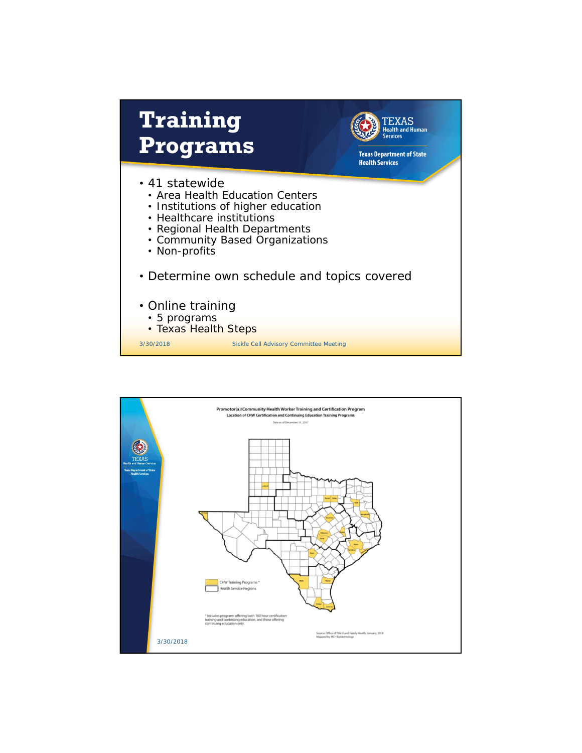# Training Programs

- 41 statewide
  - Area Health Education Centers
  - Institutions of higher education
  - Healthcare institutions
  - Regional Health Departments
  - Community Based Organizations
  - Non-profits
- Determine own schedule and topics covered
- Online training
  - 5 programs
  - Texas Health Steps

**Promotor(a)/Community Health Worker Training and Certification Program**

**Location of CHW Certification and Continuing Education Training Programs**

Data as of December 31, 2017

CHW Training Programs *

Health Service Regions

* includes programs offering both 160 hour certification training and continuing education, and those offering continuing education only.

Source: Office of Title V and Family Health, January, 2018
Mapped by MCH Epidemiology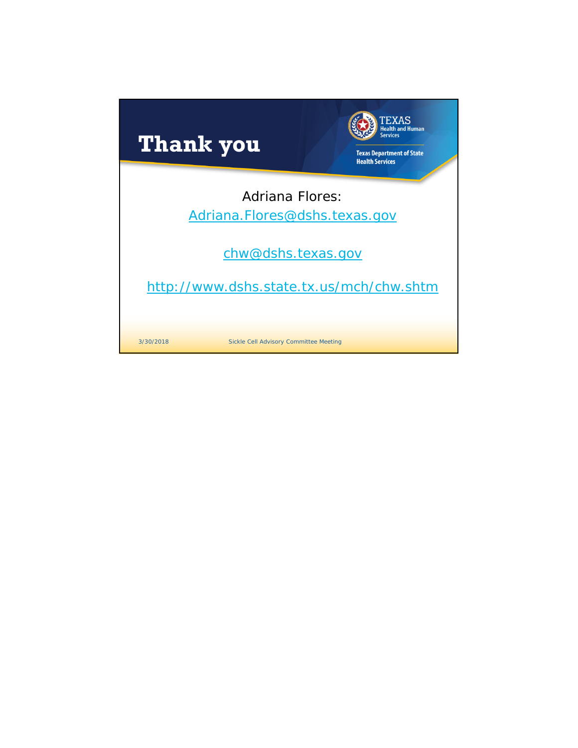# Thank you

Adriana Flores:
Adriana.Flores@dshs.texas.gov

chw@dshs.texas.gov

http://www.dshs.state.tx.us/mch/chw.shtm